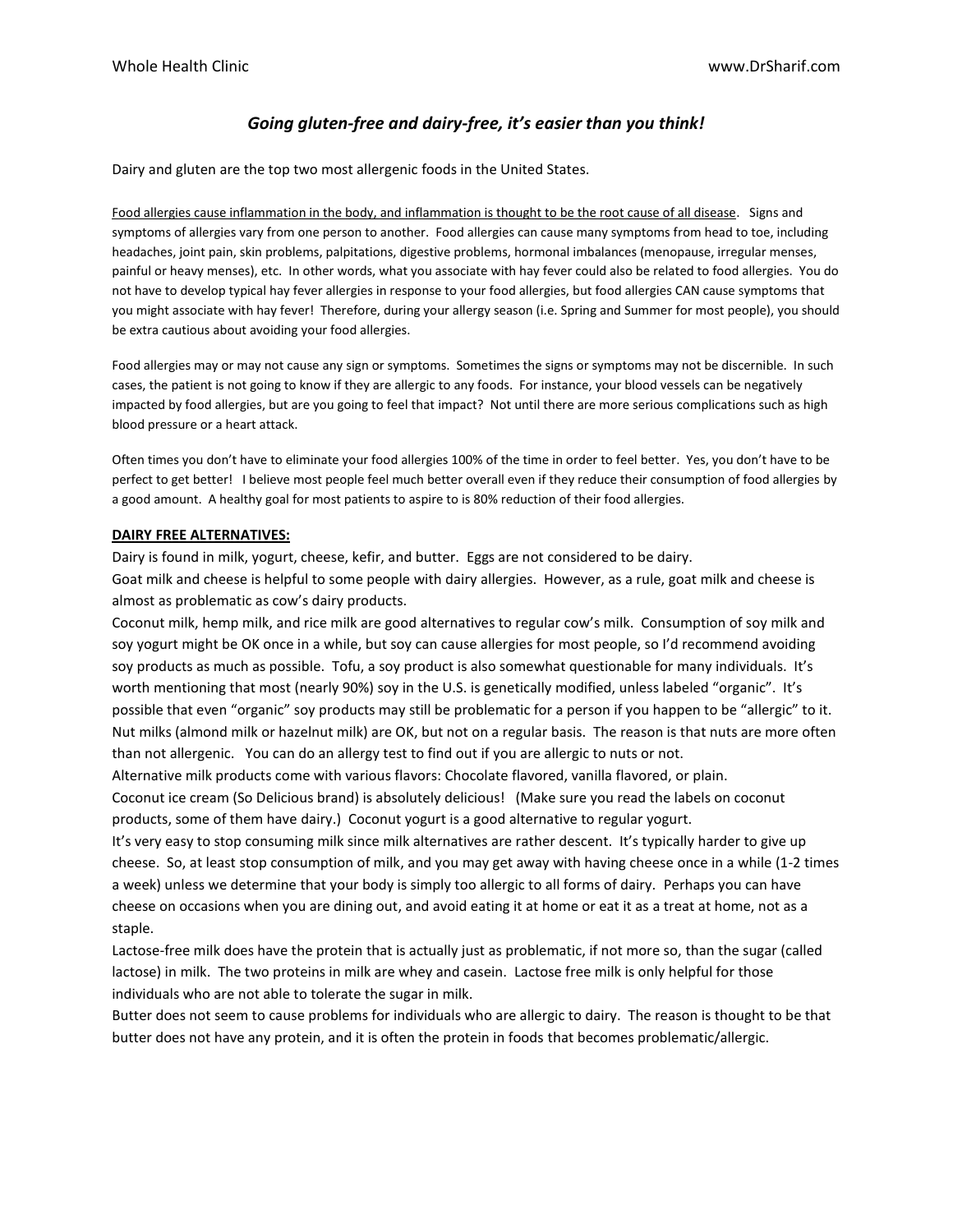*Going gluten-free and dairy-free, it's easier than you think!*

Dairy and gluten are the top two most allergenic foods in the United States.

Food allergies cause inflammation in the body, and inflammation is thought to be the root cause of all disease. Signs and symptoms of allergies vary from one person to another. Food allergies can cause many symptoms from head to toe, including headaches, joint pain, skin problems, palpitations, digestive problems, hormonal imbalances (menopause, irregular menses, painful or heavy menses), etc. In other words, what you associate with hay fever could also be related to food allergies. You do not have to develop typical hay fever allergies in response to your food allergies, but food allergies CAN cause symptoms that you might associate with hay fever! Therefore, during your allergy season (i.e. Spring and Summer for most people), you should be extra cautious about avoiding your food allergies.

Food allergies may or may not cause any sign or symptoms. Sometimes the signs or symptoms may not be discernible. In such cases, the patient is not going to know if they are allergic to any foods. For instance, your blood vessels can be negatively impacted by food allergies, but are you going to feel that impact? Not until there are more serious complications such as high blood pressure or a heart attack.

Often times you don't have to eliminate your food allergies 100% of the time in order to feel better. Yes, you don't have to be perfect to get better! I believe most people feel much better overall even if they reduce their consumption of food allergies by a good amount. A healthy goal for most patients to aspire to is 80% reduction of their food allergies.

**DAIRY FREE ALTERNATIVES:**

Dairy is found in milk, yogurt, cheese, kefir, and butter. Eggs are not considered to be dairy.

Goat milk and cheese is helpful to some people with dairy allergies. However, as a rule, goat milk and cheese is almost as problematic as cow's dairy products.

Coconut milk, hemp milk, and rice milk are good alternatives to regular cow's milk. Consumption of soy milk and soy yogurt might be OK once in a while, but soy can cause allergies for most people, so I'd recommend avoiding soy products as much as possible. Tofu, a soy product is also somewhat questionable for many individuals. It's worth mentioning that most (nearly 90%) soy in the U.S. is genetically modified, unless labeled "organic". It's possible that even "organic" soy products may still be problematic for a person if you happen to be "allergic" to it.

Nut milks (almond milk or hazelnut milk) are OK, but not on a regular basis. The reason is that nuts are more often than not allergenic. You can do an allergy test to find out if you are allergic to nuts or not.

Alternative milk products come with various flavors: Chocolate flavored, vanilla flavored, or plain.

Coconut ice cream (So Delicious brand) is absolutely delicious! (Make sure you read the labels on coconut products, some of them have dairy.) Coconut yogurt is a good alternative to regular yogurt.

It's very easy to stop consuming milk since milk alternatives are rather descent. It's typically harder to give up cheese. So, at least stop consumption of milk, and you may get away with having cheese once in a while (1-2 times a week) unless we determine that your body is simply too allergic to all forms of dairy. Perhaps you can have cheese on occasions when you are dining out, and avoid eating it at home or eat it as a treat at home, not as a staple.

Lactose-free milk does have the protein that is actually just as problematic, if not more so, than the sugar (called lactose) in milk. The two proteins in milk are whey and casein. Lactose free milk is only helpful for those individuals who are not able to tolerate the sugar in milk.

Butter does not seem to cause problems for individuals who are allergic to dairy. The reason is thought to be that butter does not have any protein, and it is often the protein in foods that becomes problematic/allergic.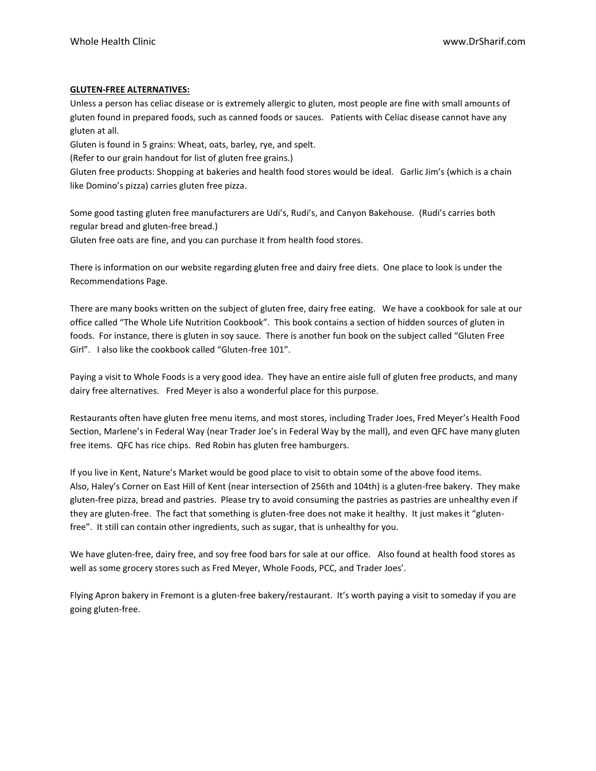**GLUTEN-FREE ALTERNATIVES:**

Unless a person has celiac disease or is extremely allergic to gluten, most people are fine with small amounts of gluten found in prepared foods, such as canned foods or sauces. Patients with Celiac disease cannot have any gluten at all.

Gluten is found in 5 grains: Wheat, oats, barley, rye, and spelt.

(Refer to our grain handout for list of gluten free grains.)

Gluten free products: Shopping at bakeries and health food stores would be ideal. Garlic Jim's (which is a chain like Domino's pizza) carries gluten free pizza.

Some good tasting gluten free manufacturers are Udi's, Rudi's, and Canyon Bakehouse. (Rudi's carries both regular bread and gluten-free bread.)

Gluten free oats are fine, and you can purchase it from health food stores.

There is information on our website regarding gluten free and dairy free diets. One place to look is under the Recommendations Page.

There are many books written on the subject of gluten free, dairy free eating. We have a cookbook for sale at our office called "The Whole Life Nutrition Cookbook". This book contains a section of hidden sources of gluten in foods. For instance, there is gluten in soy sauce. There is another fun book on the subject called "Gluten Free Girl". I also like the cookbook called "Gluten-free 101".

Paying a visit to Whole Foods is a very good idea. They have an entire aisle full of gluten free products, and many dairy free alternatives. Fred Meyer is also a wonderful place for this purpose.

Restaurants often have gluten free menu items, and most stores, including Trader Joes, Fred Meyer's Health Food Section, Marlene's in Federal Way (near Trader Joe's in Federal Way by the mall), and even QFC have many gluten free items. QFC has rice chips. Red Robin has gluten free hamburgers.

If you live in Kent, Nature's Market would be good place to visit to obtain some of the above food items.
Also, Haley's Corner on East Hill of Kent (near intersection of 256th and 104th) is a gluten-free bakery. They make gluten-free pizza, bread and pastries. Please try to avoid consuming the pastries as pastries are unhealthy even if they are gluten-free. The fact that something is gluten-free does not make it healthy. It just makes it "gluten-free". It still can contain other ingredients, such as sugar, that is unhealthy for you.

We have gluten-free, dairy free, and soy free food bars for sale at our office. Also found at health food stores as well as some grocery stores such as Fred Meyer, Whole Foods, PCC, and Trader Joes'.

Flying Apron bakery in Fremont is a gluten-free bakery/restaurant. It's worth paying a visit to someday if you are going gluten-free.